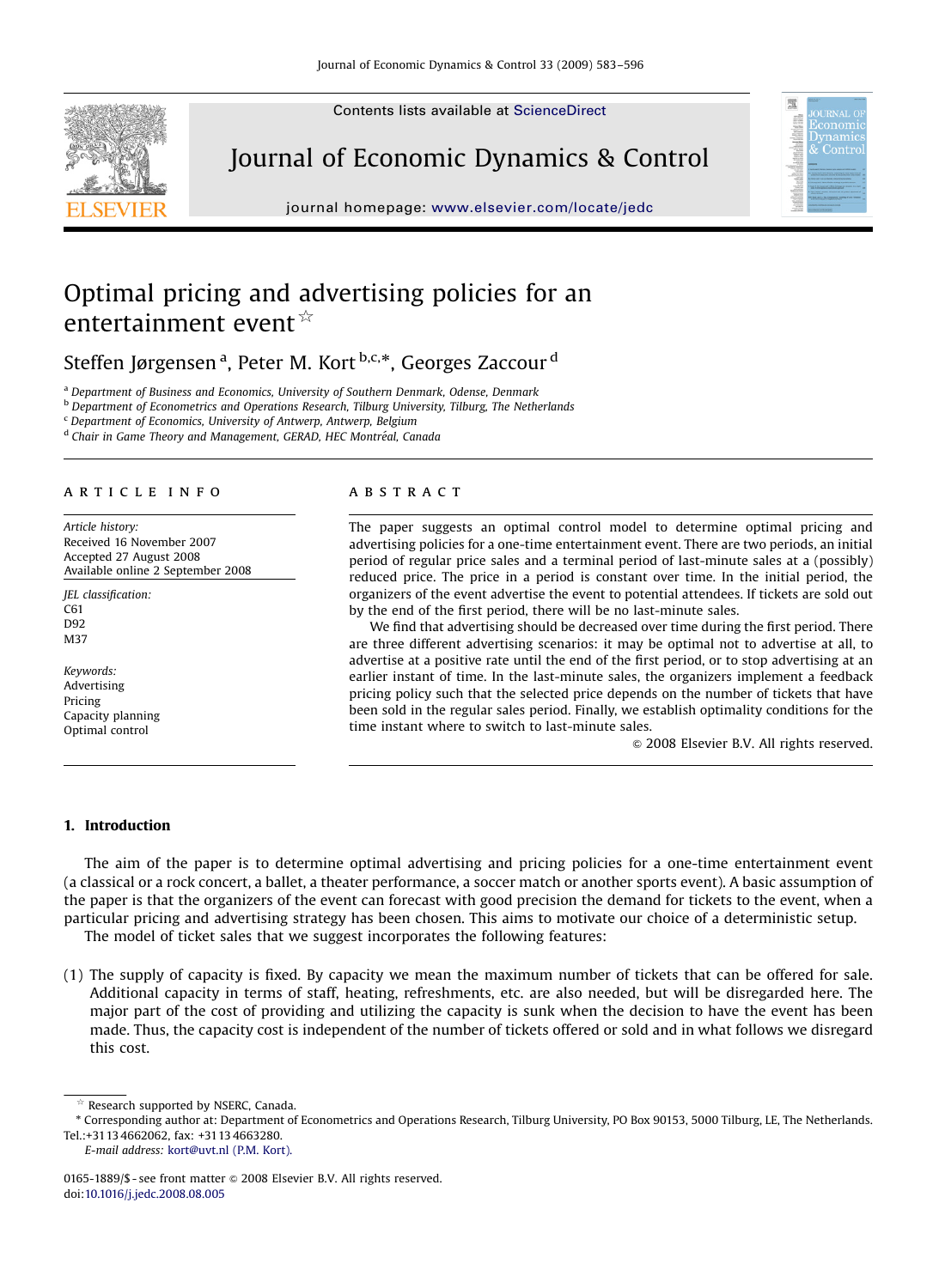# Optimal pricing and advertising policies for an entertainment event ☆

Steffen Jørgensen [a], Peter M. Kort [b,c,*], Georges Zaccour [d]

[a] Department of Business and Economics, University of Southern Denmark, Odense, Denmark
[b] Department of Econometrics and Operations Research, Tilburg University, Tilburg, The Netherlands
[c] Department of Economics, University of Antwerp, Antwerp, Belgium
[d] Chair in Game Theory and Management, GERAD, HEC Montréal, Canada

## ARTICLE INFO

*Article history:*
Received 16 November 2007
Accepted 27 August 2008
Available online 2 September 2008

*JEL classification:*
C61
D92
M37

*Keywords:*
Advertising
Pricing
Capacity planning
Optimal control

## ABSTRACT

The paper suggests an optimal control model to determine optimal pricing and advertising policies for a one-time entertainment event. There are two periods, an initial period of regular price sales and a terminal period of last-minute sales at a (possibly) reduced price. The price in a period is constant over time. In the initial period, the organizers of the event advertise the event to potential attendees. If tickets are sold out by the end of the first period, there will be no last-minute sales.

We find that advertising should be decreased over time during the first period. There are three different advertising scenarios: it may be optimal not to advertise at all, to advertise at a positive rate until the end of the first period, or to stop advertising at an earlier instant of time. In the last-minute sales, the organizers implement a feedback pricing policy such that the selected price depends on the number of tickets that have been sold in the regular sales period. Finally, we establish optimality conditions for the time instant where to switch to last-minute sales.

© 2008 Elsevier B.V. All rights reserved.

## 1. Introduction

The aim of the paper is to determine optimal advertising and pricing policies for a one-time entertainment event (a classical or a rock concert, a ballet, a theater performance, a soccer match or another sports event). A basic assumption of the paper is that the organizers of the event can forecast with good precision the demand for tickets to the event, when a particular pricing and advertising strategy has been chosen. This aims to motivate our choice of a deterministic setup.

The model of ticket sales that we suggest incorporates the following features:

(1) The supply of capacity is fixed. By capacity we mean the maximum number of tickets that can be offered for sale. Additional capacity in terms of staff, heating, refreshments, etc. are also needed, but will be disregarded here. The major part of the cost of providing and utilizing the capacity is sunk when the decision to have the event has been made. Thus, the capacity cost is independent of the number of tickets offered or sold and in what follows we disregard this cost.

---

☆ Research supported by NSERC, Canada.

\* Corresponding author at: Department of Econometrics and Operations Research, Tilburg University, PO Box 90153, 5000 Tilburg, LE, The Netherlands. Tel.:+31 13 4662062, fax: +31 13 4663280.

*E-mail address:* kort@uvt.nl (P.M. Kort).

0165-1889/$ - see front matter © 2008 Elsevier B.V. All rights reserved.
doi:10.1016/j.jedc.2008.08.005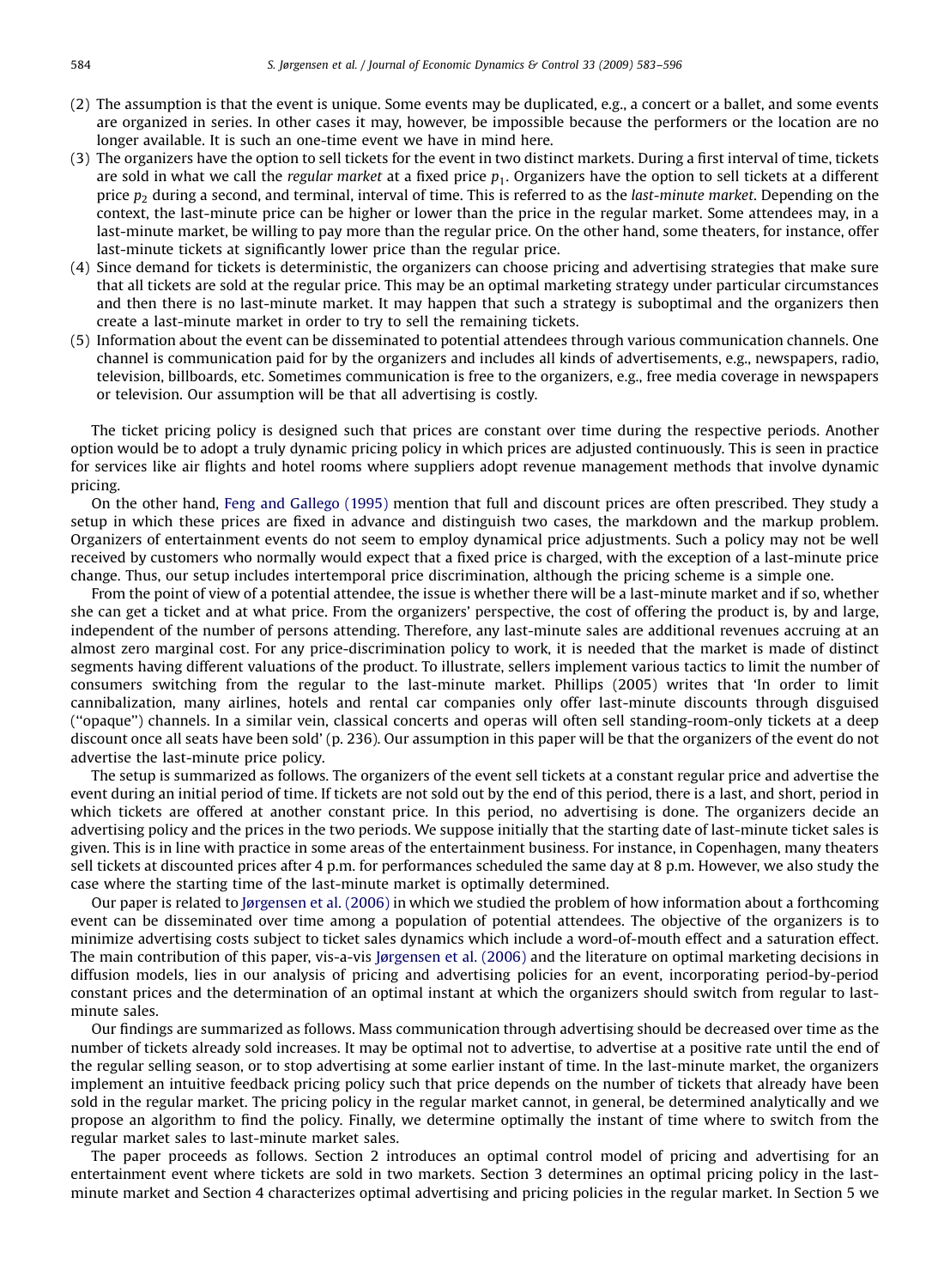(2) The assumption is that the event is unique. Some events may be duplicated, e.g., a concert or a ballet, and some events are organized in series. In other cases it may, however, be impossible because the performers or the location are no longer available. It is such an one-time event we have in mind here.

(3) The organizers have the option to sell tickets for the event in two distinct markets. During a first interval of time, tickets are sold in what we call the *regular market* at a fixed price $p_1$. Organizers have the option to sell tickets at a different price $p_2$ during a second, and terminal, interval of time. This is referred to as the *last-minute market*. Depending on the context, the last-minute price can be higher or lower than the price in the regular market. Some attendees may, in a last-minute market, be willing to pay more than the regular price. On the other hand, some theaters, for instance, offer last-minute tickets at significantly lower price than the regular price.

(4) Since demand for tickets is deterministic, the organizers can choose pricing and advertising strategies that make sure that all tickets are sold at the regular price. This may be an optimal marketing strategy under particular circumstances and then there is no last-minute market. It may happen that such a strategy is suboptimal and the organizers then create a last-minute market in order to try to sell the remaining tickets.

(5) Information about the event can be disseminated to potential attendees through various communication channels. One channel is communication paid for by the organizers and includes all kinds of advertisements, e.g., newspapers, radio, television, billboards, etc. Sometimes communication is free to the organizers, e.g., free media coverage in newspapers or television. Our assumption will be that all advertising is costly.

The ticket pricing policy is designed such that prices are constant over time during the respective periods. Another option would be to adopt a truly dynamic pricing policy in which prices are adjusted continuously. This is seen in practice for services like air flights and hotel rooms where suppliers adopt revenue management methods that involve dynamic pricing.

On the other hand, Feng and Gallego (1995) mention that full and discount prices are often prescribed. They study a setup in which these prices are fixed in advance and distinguish two cases, the markdown and the markup problem. Organizers of entertainment events do not seem to employ dynamical price adjustments. Such a policy may not be well received by customers who normally would expect that a fixed price is charged, with the exception of a last-minute price change. Thus, our setup includes intertemporal price discrimination, although the pricing scheme is a simple one.

From the point of view of a potential attendee, the issue is whether there will be a last-minute market and if so, whether she can get a ticket and at what price. From the organizers' perspective, the cost of offering the product is, by and large, independent of the number of persons attending. Therefore, any last-minute sales are additional revenues accruing at an almost zero marginal cost. For any price-discrimination policy to work, it is needed that the market is made of distinct segments having different valuations of the product. To illustrate, sellers implement various tactics to limit the number of consumers switching from the regular to the last-minute market. Phillips (2005) writes that 'In order to limit cannibalization, many airlines, hotels and rental car companies only offer last-minute discounts through disguised ("opaque") channels. In a similar vein, classical concerts and operas will often sell standing-room-only tickets at a deep discount once all seats have been sold' (p. 236). Our assumption in this paper will be that the organizers of the event do not advertise the last-minute price policy.

The setup is summarized as follows. The organizers of the event sell tickets at a constant regular price and advertise the event during an initial period of time. If tickets are not sold out by the end of this period, there is a last, and short, period in which tickets are offered at another constant price. In this period, no advertising is done. The organizers decide an advertising policy and the prices in the two periods. We suppose initially that the starting date of last-minute ticket sales is given. This is in line with practice in some areas of the entertainment business. For instance, in Copenhagen, many theaters sell tickets at discounted prices after 4 p.m. for performances scheduled the same day at 8 p.m. However, we also study the case where the starting time of the last-minute market is optimally determined.

Our paper is related to Jørgensen et al. (2006) in which we studied the problem of how information about a forthcoming event can be disseminated over time among a population of potential attendees. The objective of the organizers is to minimize advertising costs subject to ticket sales dynamics which include a word-of-mouth effect and a saturation effect. The main contribution of this paper, vis-a-vis Jørgensen et al. (2006) and the literature on optimal marketing decisions in diffusion models, lies in our analysis of pricing and advertising policies for an event, incorporating period-by-period constant prices and the determination of an optimal instant at which the organizers should switch from regular to last-minute sales.

Our findings are summarized as follows. Mass communication through advertising should be decreased over time as the number of tickets already sold increases. It may be optimal not to advertise, to advertise at a positive rate until the end of the regular selling season, or to stop advertising at some earlier instant of time. In the last-minute market, the organizers implement an intuitive feedback pricing policy such that price depends on the number of tickets that already have been sold in the regular market. The pricing policy in the regular market cannot, in general, be determined analytically and we propose an algorithm to find the policy. Finally, we determine optimally the instant of time where to switch from the regular market sales to last-minute market sales.

The paper proceeds as follows. Section 2 introduces an optimal control model of pricing and advertising for an entertainment event where tickets are sold in two markets. Section 3 determines an optimal pricing policy in the last-minute market and Section 4 characterizes optimal advertising and pricing policies in the regular market. In Section 5 we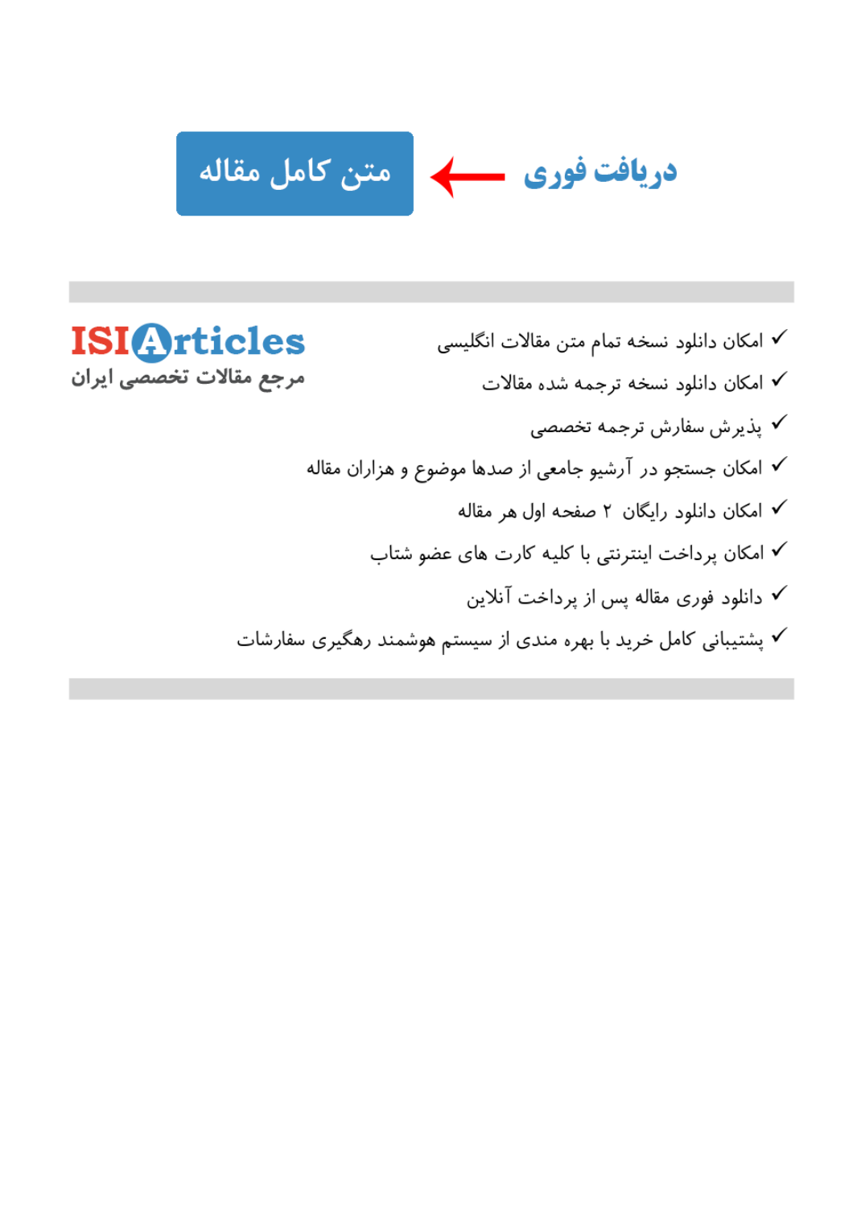دریافت فوری ← متن کامل مقاله

**ISIArticles**
مرجع مقالات تخصصی ایران

- ✓ امکان دانلود نسخه تمام متن مقالات انگلیسی
- ✓ امکان دانلود نسخه ترجمه شده مقالات
- ✓ پذیرش سفارش ترجمه تخصصی
- ✓ امکان جستجو در آرشیو جامعی از صدها موضوع و هزاران مقاله
- ✓ امکان دانلود رایگان ۲ صفحه اول هر مقاله
- ✓ امکان پرداخت اینترنتی با کلیه کارت های عضو شتاب
- ✓ دانلود فوری مقاله پس از پرداخت آنلاین
- ✓ پشتیبانی کامل خرید با بهره مندی از سیستم هوشمند رهگیری سفارشات